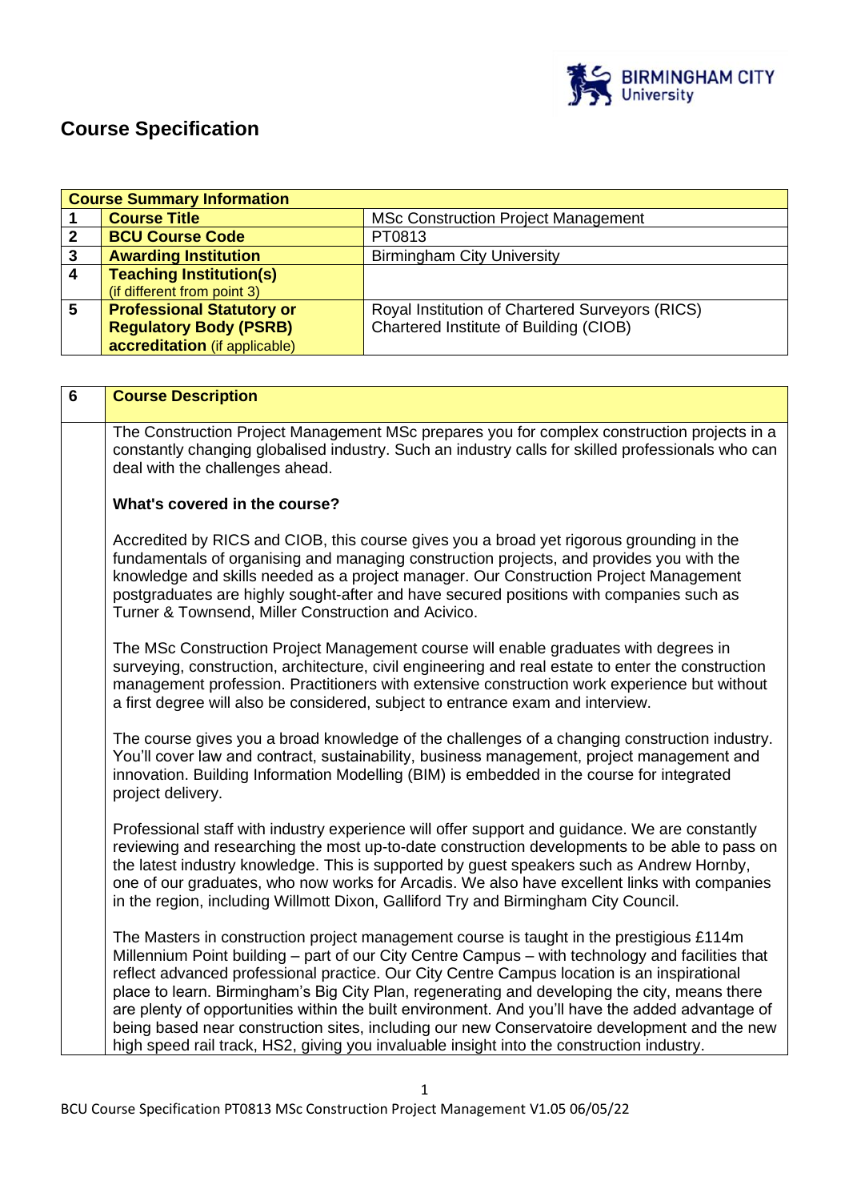# Course Specification

| Course Summary Information | | |
|---|---|---|
| 1 | **Course Title** | MSc Construction Project Management |
| 2 | **BCU Course Code** | PT0813 |
| 3 | **Awarding Institution** | Birmingham City University |
| 4 | **Teaching Institution(s)** (if different from point 3) | |
| 5 | **Professional Statutory or Regulatory Body (PSRB) accreditation** (if applicable) | Royal Institution of Chartered Surveyors (RICS)<br>Chartered Institute of Building (CIOB) |

| 6 | **Course Description** |
|---|---|

The Construction Project Management MSc prepares you for complex construction projects in a constantly changing globalised industry. Such an industry calls for skilled professionals who can deal with the challenges ahead.

**What's covered in the course?**

Accredited by RICS and CIOB, this course gives you a broad yet rigorous grounding in the fundamentals of organising and managing construction projects, and provides you with the knowledge and skills needed as a project manager. Our Construction Project Management postgraduates are highly sought-after and have secured positions with companies such as Turner & Townsend, Miller Construction and Acivico.

The MSc Construction Project Management course will enable graduates with degrees in surveying, construction, architecture, civil engineering and real estate to enter the construction management profession. Practitioners with extensive construction work experience but without a first degree will also be considered, subject to entrance exam and interview.

The course gives you a broad knowledge of the challenges of a changing construction industry. You'll cover law and contract, sustainability, business management, project management and innovation. Building Information Modelling (BIM) is embedded in the course for integrated project delivery.

Professional staff with industry experience will offer support and guidance. We are constantly reviewing and researching the most up-to-date construction developments to be able to pass on the latest industry knowledge. This is supported by guest speakers such as Andrew Hornby, one of our graduates, who now works for Arcadis. We also have excellent links with companies in the region, including Willmott Dixon, Galliford Try and Birmingham City Council.

The Masters in construction project management course is taught in the prestigious £114m Millennium Point building – part of our City Centre Campus – with technology and facilities that reflect advanced professional practice. Our City Centre Campus location is an inspirational place to learn. Birmingham's Big City Plan, regenerating and developing the city, means there are plenty of opportunities within the built environment. And you'll have the added advantage of being based near construction sites, including our new Conservatoire development and the new high speed rail track, HS2, giving you invaluable insight into the construction industry.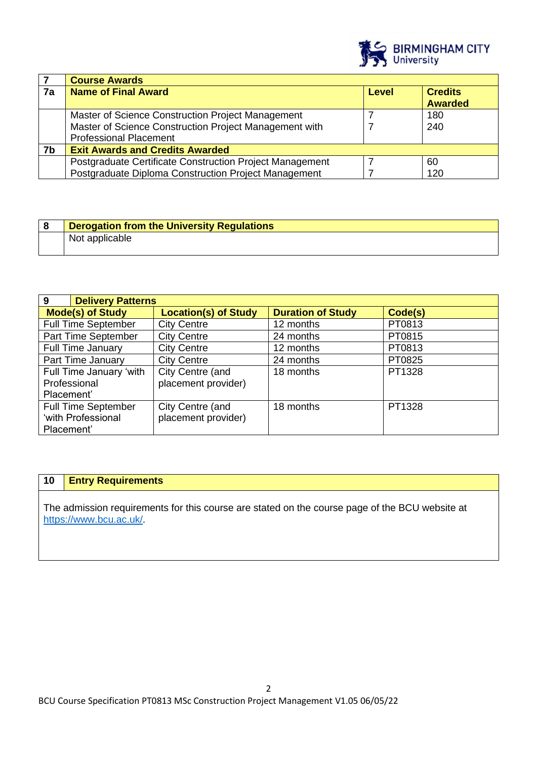| 7 | Course Awards | | |
|---|---|---|---|
| 7a | Name of Final Award | Level | Credits Awarded |
| | Master of Science Construction Project Management<br>Master of Science Construction Project Management with Professional Placement | 7<br>7 | 180<br>240 |
| 7b | Exit Awards and Credits Awarded | | |
| | Postgraduate Certificate Construction Project Management<br>Postgraduate Diploma Construction Project Management | 7<br>7 | 60<br>120 |

| 8 | Derogation from the University Regulations |
|---|---|
| | Not applicable |

| 9 Delivery Patterns | | | |
|---|---|---|---|
| Mode(s) of Study | Location(s) of Study | Duration of Study | Code(s) |
| Full Time September | City Centre | 12 months | PT0813 |
| Part Time September | City Centre | 24 months | PT0815 |
| Full Time January | City Centre | 12 months | PT0813 |
| Part Time January | City Centre | 24 months | PT0825 |
| Full Time January 'with Professional Placement' | City Centre (and placement provider) | 18 months | PT1328 |
| Full Time September 'with Professional Placement' | City Centre (and placement provider) | 18 months | PT1328 |

| 10 | Entry Requirements |
|---|---|

The admission requirements for this course are stated on the course page of the BCU website at https://www.bcu.ac.uk/.

BCU Course Specification PT0813 MSc Construction Project Management V1.05 06/05/22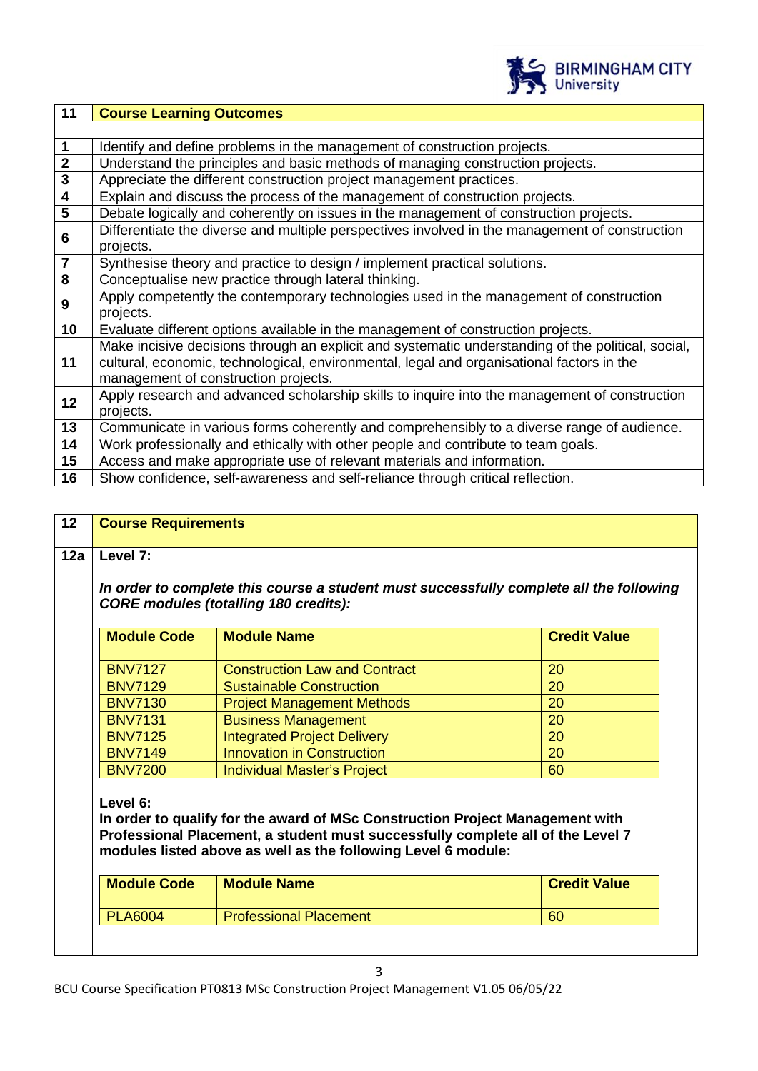| 11 | Course Learning Outcomes |
|---|---|
| 1 | Identify and define problems in the management of construction projects. |
| 2 | Understand the principles and basic methods of managing construction projects. |
| 3 | Appreciate the different construction project management practices. |
| 4 | Explain and discuss the process of the management of construction projects. |
| 5 | Debate logically and coherently on issues in the management of construction projects. |
| 6 | Differentiate the diverse and multiple perspectives involved in the management of construction projects. |
| 7 | Synthesise theory and practice to design / implement practical solutions. |
| 8 | Conceptualise new practice through lateral thinking. |
| 9 | Apply competently the contemporary technologies used in the management of construction projects. |
| 10 | Evaluate different options available in the management of construction projects. |
| 11 | Make incisive decisions through an explicit and systematic understanding of the political, social, cultural, economic, technological, environmental, legal and organisational factors in the management of construction projects. |
| 12 | Apply research and advanced scholarship skills to inquire into the management of construction projects. |
| 13 | Communicate in various forms coherently and comprehensibly to a diverse range of audience. |
| 14 | Work professionally and ethically with other people and contribute to team goals. |
| 15 | Access and make appropriate use of relevant materials and information. |
| 16 | Show confidence, self-awareness and self-reliance through critical reflection. |

## 12 Course Requirements

### 12a Level 7:

***In order to complete this course a student must successfully complete all the following CORE modules (totalling 180 credits):***

| Module Code | Module Name | Credit Value |
|---|---|---|
| BNV7127 | Construction Law and Contract | 20 |
| BNV7129 | Sustainable Construction | 20 |
| BNV7130 | Project Management Methods | 20 |
| BNV7131 | Business Management | 20 |
| BNV7125 | Integrated Project Delivery | 20 |
| BNV7149 | Innovation in Construction | 20 |
| BNV7200 | Individual Master's Project | 60 |

**Level 6:**

**In order to qualify for the award of MSc Construction Project Management with Professional Placement, a student must successfully complete all of the Level 7 modules listed above as well as the following Level 6 module:**

| Module Code | Module Name | Credit Value |
|---|---|---|
| PLA6004 | Professional Placement | 60 |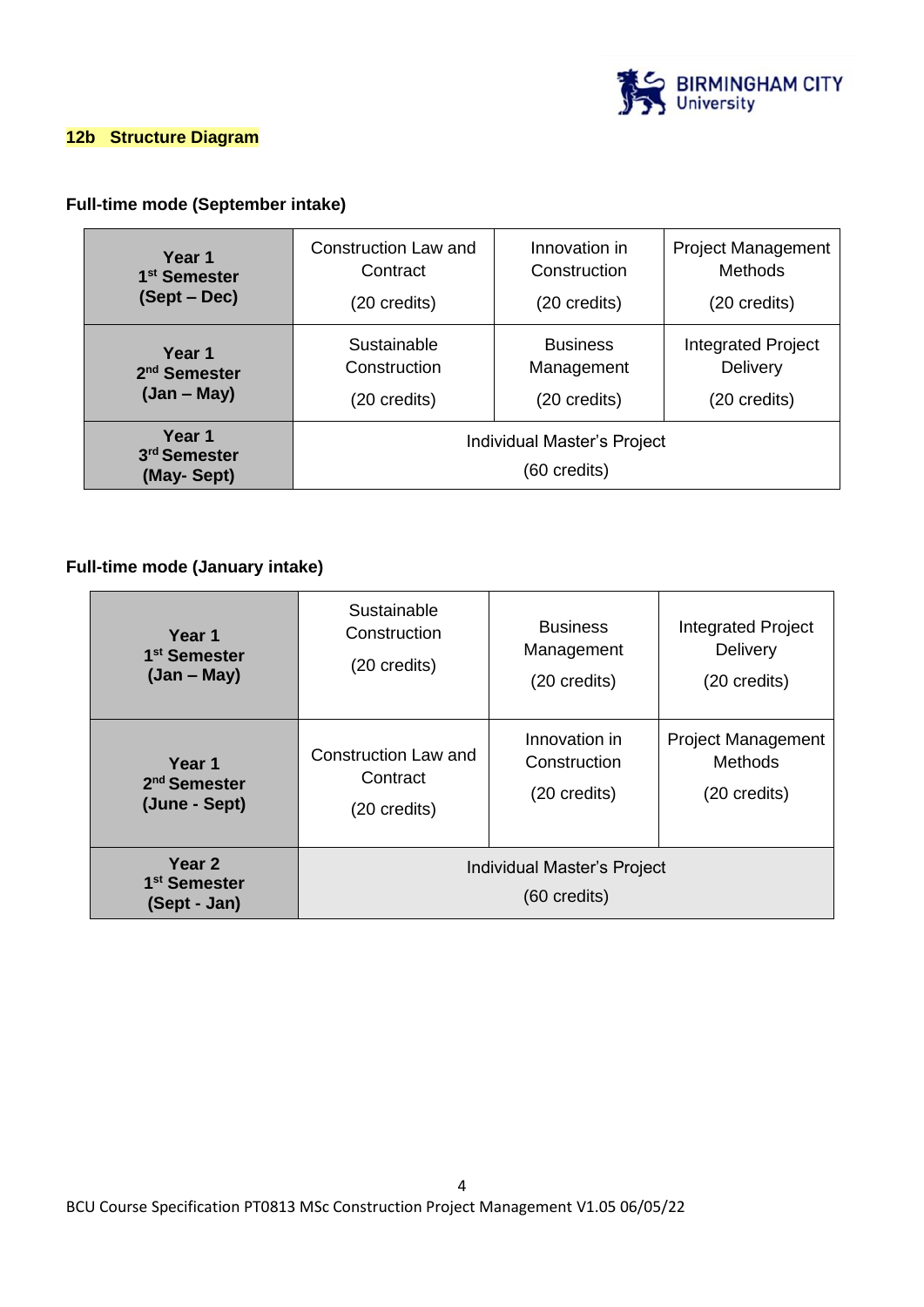## 12b Structure Diagram

### Full-time mode (September intake)

| | | | |
|---|---|---|---|
| **Year 1 1st Semester (Sept – Dec)** | Construction Law and Contract (20 credits) | Innovation in Construction (20 credits) | Project Management Methods (20 credits) |
| **Year 1 2nd Semester (Jan – May)** | Sustainable Construction (20 credits) | Business Management (20 credits) | Integrated Project Delivery (20 credits) |
| **Year 1 3rd Semester (May- Sept)** | Individual Master's Project (60 credits) | | |

### Full-time mode (January intake)

| | | | |
|---|---|---|---|
| **Year 1 1st Semester (Jan – May)** | Sustainable Construction (20 credits) | Business Management (20 credits) | Integrated Project Delivery (20 credits) |
| **Year 1 2nd Semester (June - Sept)** | Construction Law and Contract (20 credits) | Innovation in Construction (20 credits) | Project Management Methods (20 credits) |
| **Year 2 1st Semester (Sept - Jan)** | Individual Master's Project (60 credits) | | |

BCU Course Specification PT0813 MSc Construction Project Management V1.05 06/05/22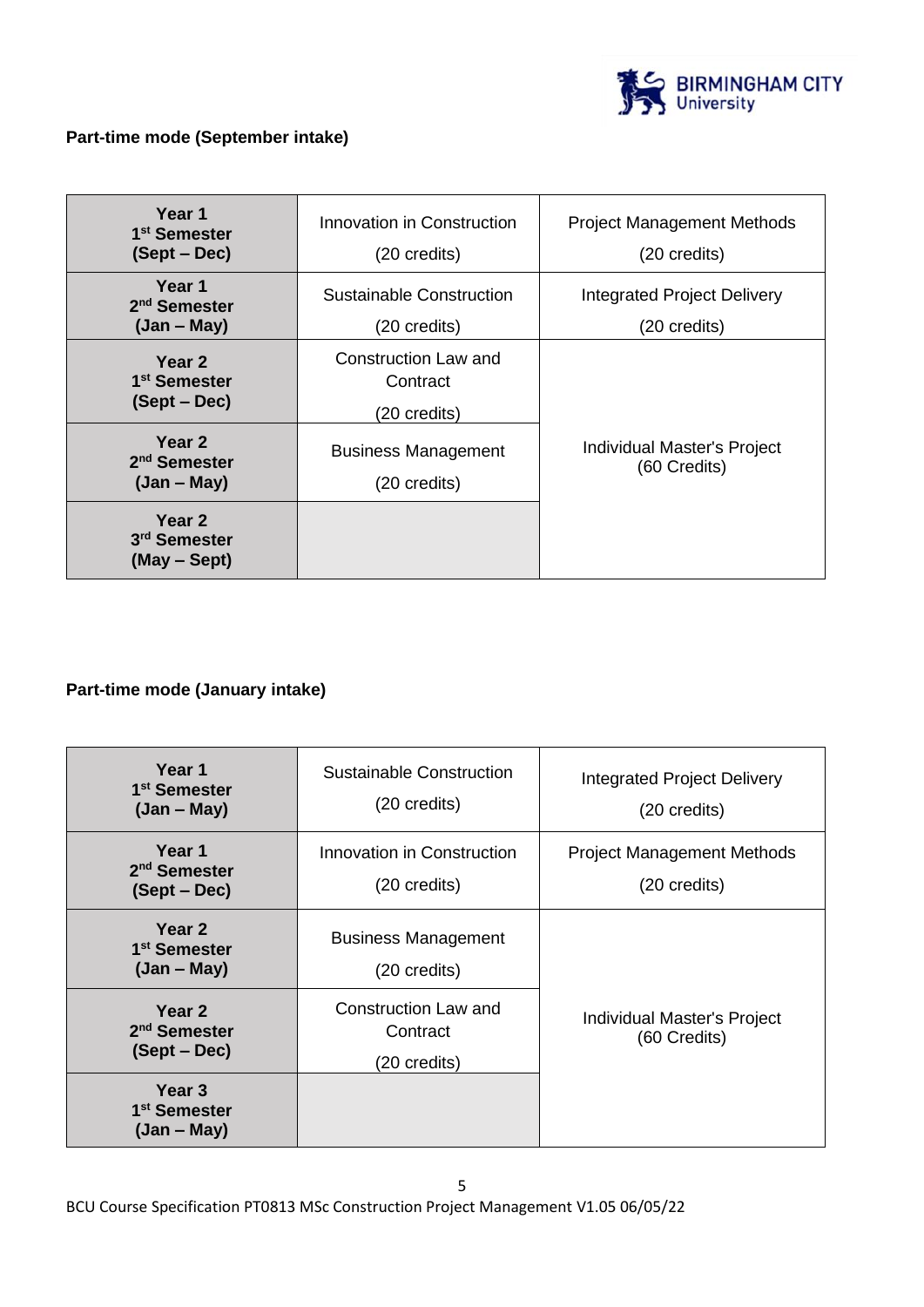**Part-time mode (September intake)**

| | | |
|---|---|---|
| **Year 1 1st Semester (Sept – Dec)** | Innovation in Construction (20 credits) | Project Management Methods (20 credits) |
| **Year 1 2nd Semester (Jan – May)** | Sustainable Construction (20 credits) | Integrated Project Delivery (20 credits) |
| **Year 2 1st Semester (Sept – Dec)** | Construction Law and Contract (20 credits) | Individual Master's Project (60 Credits) |
| **Year 2 2nd Semester (Jan – May)** | Business Management (20 credits) | |
| **Year 2 3rd Semester (May – Sept)** | | |

**Part-time mode (January intake)**

| | | |
|---|---|---|
| **Year 1 1st Semester (Jan – May)** | Sustainable Construction (20 credits) | Integrated Project Delivery (20 credits) |
| **Year 1 2nd Semester (Sept – Dec)** | Innovation in Construction (20 credits) | Project Management Methods (20 credits) |
| **Year 2 1st Semester (Jan – May)** | Business Management (20 credits) | Individual Master's Project (60 Credits) |
| **Year 2 2nd Semester (Sept – Dec)** | Construction Law and Contract (20 credits) | |
| **Year 3 1st Semester (Jan – May)** | | |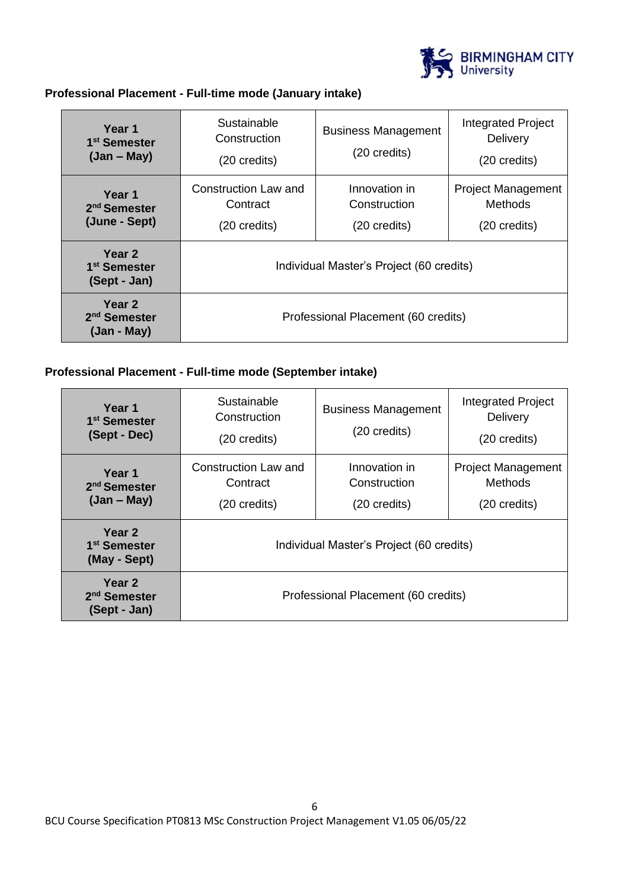**Professional Placement - Full-time mode (January intake)**

| | | | |
|---|---|---|---|
| **Year 1 1st Semester (Jan – May)** | Sustainable Construction (20 credits) | Business Management (20 credits) | Integrated Project Delivery (20 credits) |
| **Year 1 2nd Semester (June - Sept)** | Construction Law and Contract (20 credits) | Innovation in Construction (20 credits) | Project Management Methods (20 credits) |
| **Year 2 1st Semester (Sept - Jan)** | Individual Master's Project (60 credits) | | |
| **Year 2 2nd Semester (Jan - May)** | Professional Placement (60 credits) | | |

**Professional Placement - Full-time mode (September intake)**

| | | | |
|---|---|---|---|
| **Year 1 1st Semester (Sept - Dec)** | Sustainable Construction (20 credits) | Business Management (20 credits) | Integrated Project Delivery (20 credits) |
| **Year 1 2nd Semester (Jan – May)** | Construction Law and Contract (20 credits) | Innovation in Construction (20 credits) | Project Management Methods (20 credits) |
| **Year 2 1st Semester (May - Sept)** | Individual Master's Project (60 credits) | | |
| **Year 2 2nd Semester (Sept - Jan)** | Professional Placement (60 credits) | | |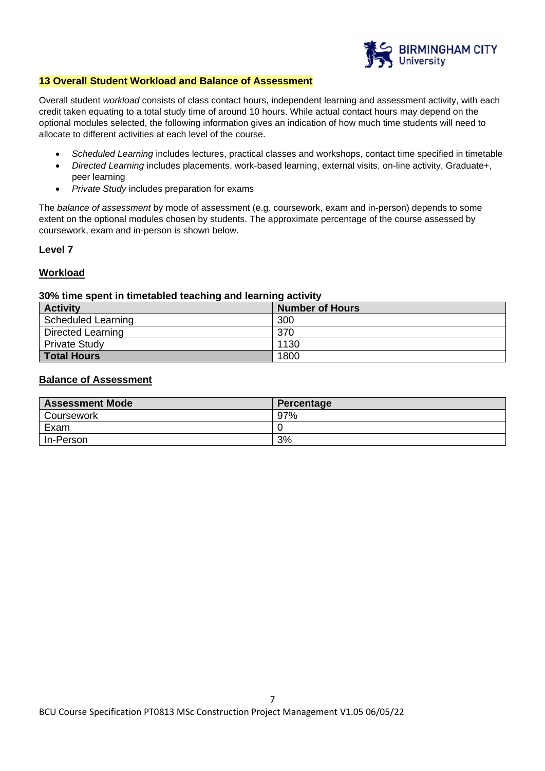## 13 Overall Student Workload and Balance of Assessment

Overall student *workload* consists of class contact hours, independent learning and assessment activity, with each credit taken equating to a total study time of around 10 hours. While actual contact hours may depend on the optional modules selected, the following information gives an indication of how much time students will need to allocate to different activities at each level of the course.

- *Scheduled Learning* includes lectures, practical classes and workshops, contact time specified in timetable
- *Directed Learning* includes placements, work-based learning, external visits, on-line activity, Graduate+, peer learning
- *Private Study* includes preparation for exams

The *balance of assessment* by mode of assessment (e.g. coursework, exam and in-person) depends to some extent on the optional modules chosen by students. The approximate percentage of the course assessed by coursework, exam and in-person is shown below.

### Level 7

#### Workload

**30% time spent in timetabled teaching and learning activity**

| Activity | Number of Hours |
|---|---|
| Scheduled Learning | 300 |
| Directed Learning | 370 |
| Private Study | 1130 |
| **Total Hours** | 1800 |

#### Balance of Assessment

| Assessment Mode | Percentage |
|---|---|
| Coursework | 97% |
| Exam | 0 |
| In-Person | 3% |